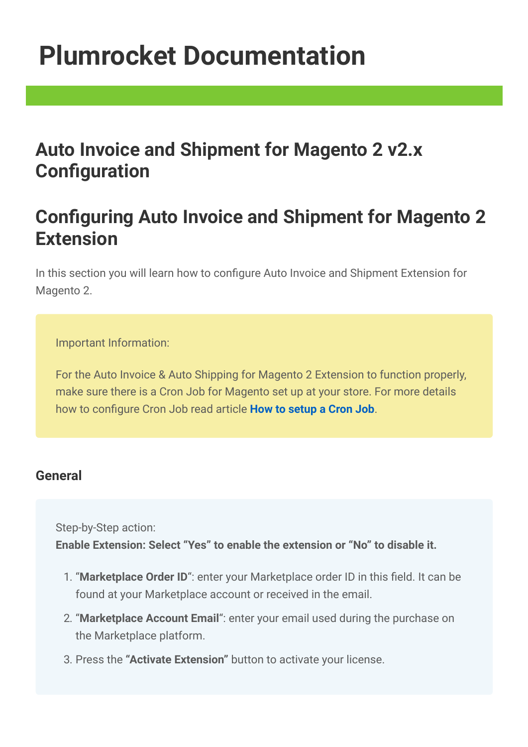# Plumrocket Documentation

## Auto Invoice and Shipment for Magento 2 v2.x Configuration

## Configuring Auto Invoice and Shipment for Magento 2 Extension

In this section you will learn how to configure Auto Invoice and Shipment Extension for Magento 2.

> Important Information:
>
> For the Auto Invoice & Auto Shipping for Magento 2 Extension to function properly, make sure there is a Cron Job for Magento set up at your store. For more details how to configure Cron Job read article **How to setup a Cron Job**.

### General

Step-by-Step action:
**Enable Extension: Select "Yes" to enable the extension or "No" to disable it.**

1. "**Marketplace Order ID**": enter your Marketplace order ID in this field. It can be found at your Marketplace account or received in the email.
2. "**Marketplace Account Email**": enter your email used during the purchase on the Marketplace platform.
3. Press the **"Activate Extension"** button to activate your license.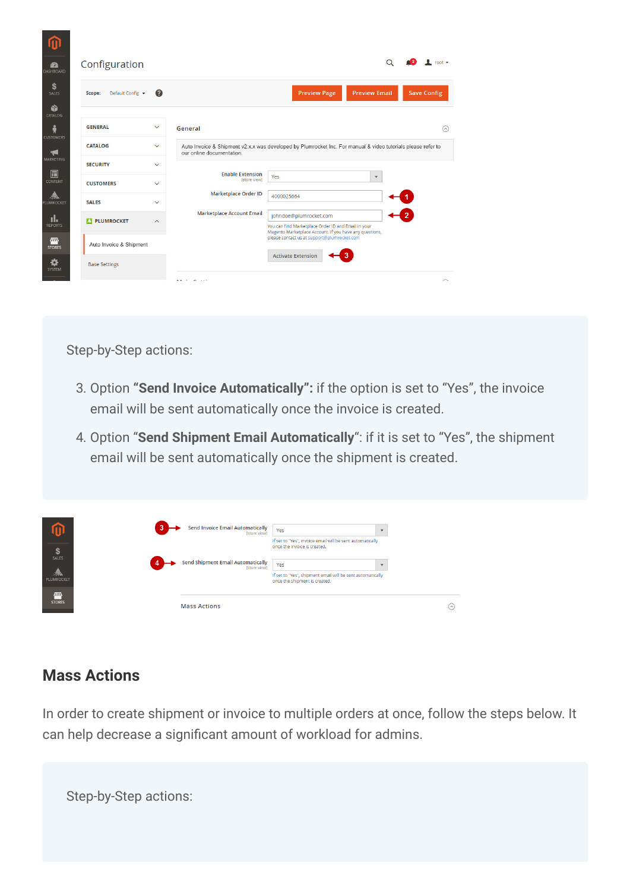Step-by-Step actions:

3. Option **"Send Invoice Automatically":** if the option is set to "Yes", the invoice email will be sent automatically once the invoice is created.
4. Option "**Send Shipment Email Automatically**": if it is set to "Yes", the shipment email will be sent automatically once the shipment is created.

## Mass Actions

In order to create shipment or invoice to multiple orders at once, follow the steps below. It can help decrease a significant amount of workload for admins.

Step-by-Step actions: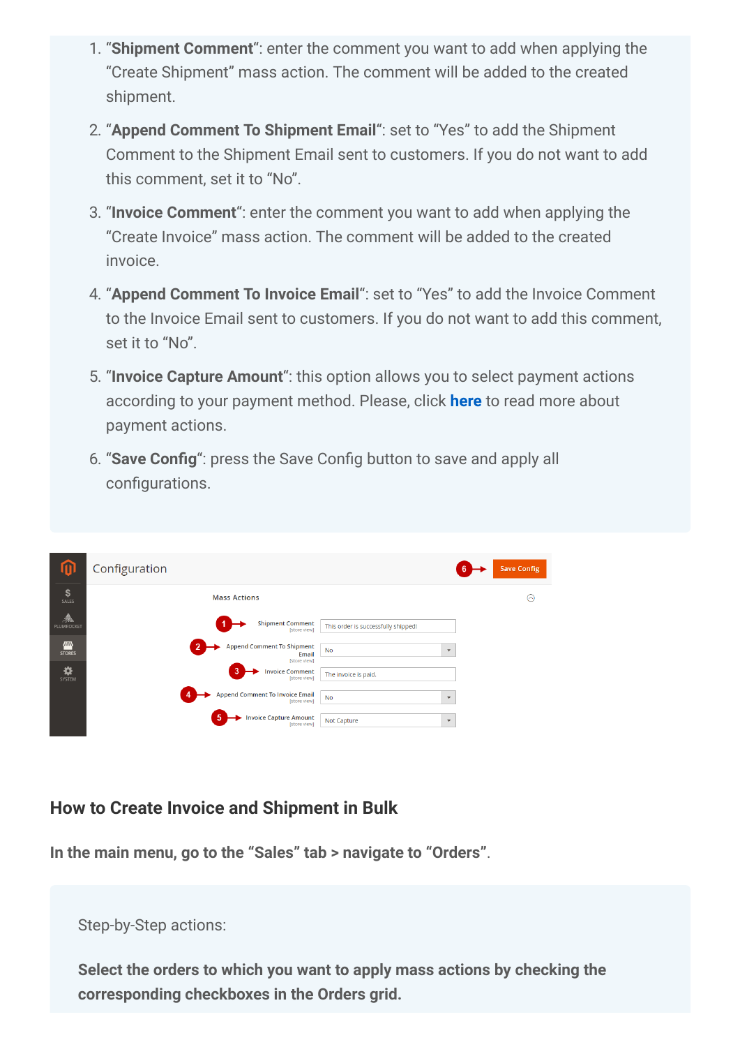1. "**Shipment Comment**": enter the comment you want to add when applying the "Create Shipment" mass action. The comment will be added to the created shipment.
2. "**Append Comment To Shipment Email**": set to "Yes" to add the Shipment Comment to the Shipment Email sent to customers. If you do not want to add this comment, set it to "No".
3. "**Invoice Comment**": enter the comment you want to add when applying the "Create Invoice" mass action. The comment will be added to the created invoice.
4. "**Append Comment To Invoice Email**": set to "Yes" to add the Invoice Comment to the Invoice Email sent to customers. If you do not want to add this comment, set it to "No".
5. "**Invoice Capture Amount**": this option allows you to select payment actions according to your payment method. Please, click **here** to read more about payment actions.
6. "**Save Config**": press the Save Config button to save and apply all configurations.

## How to Create Invoice and Shipment in Bulk

**In the main menu, go to the "Sales" tab > navigate to "Orders".**

Step-by-Step actions:

**Select the orders to which you want to apply mass actions by checking the corresponding checkboxes in the Orders grid.**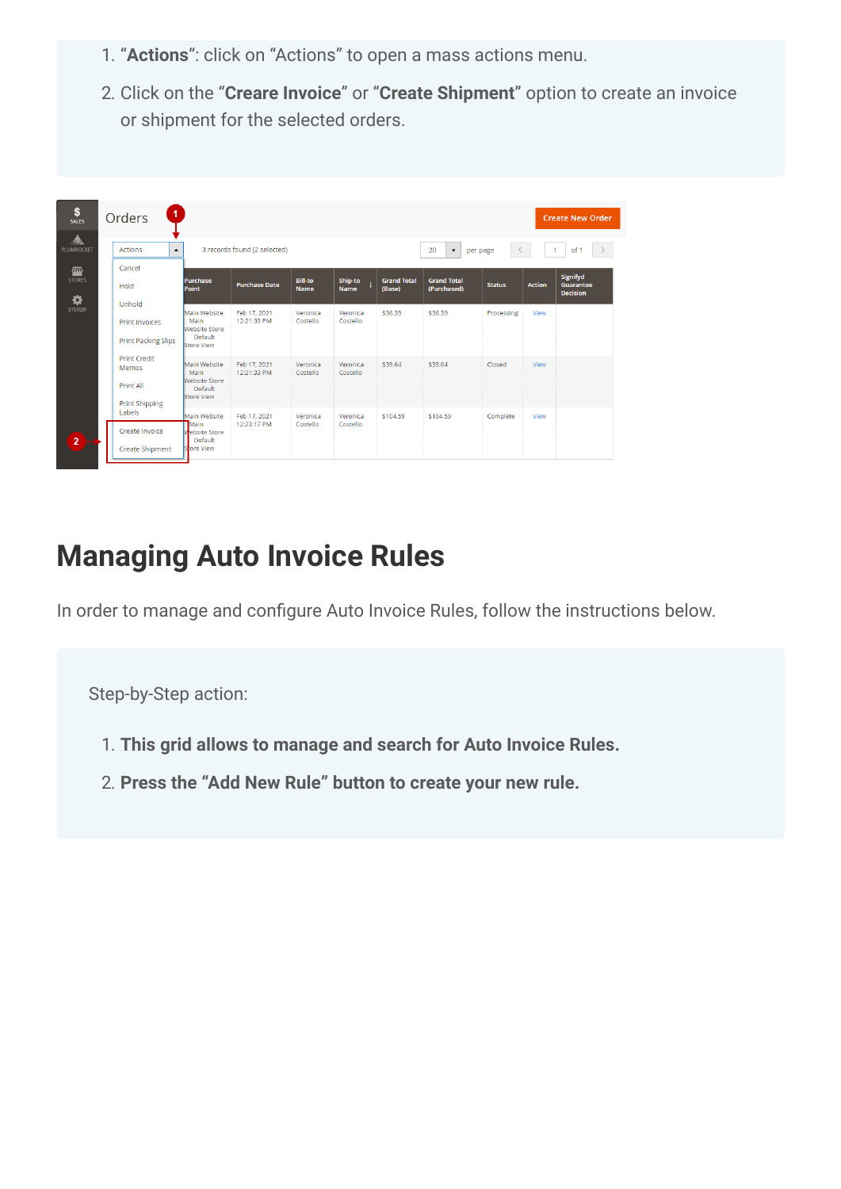1. "**Actions**": click on "Actions" to open a mass actions menu.
2. Click on the "**Creare Invoice**" or "**Create Shipment**" option to create an invoice or shipment for the selected orders.

## Managing Auto Invoice Rules

In order to manage and configure Auto Invoice Rules, follow the instructions below.

Step-by-Step action:

1. **This grid allows to manage and search for Auto Invoice Rules.**
2. **Press the "Add New Rule" button to create your new rule.**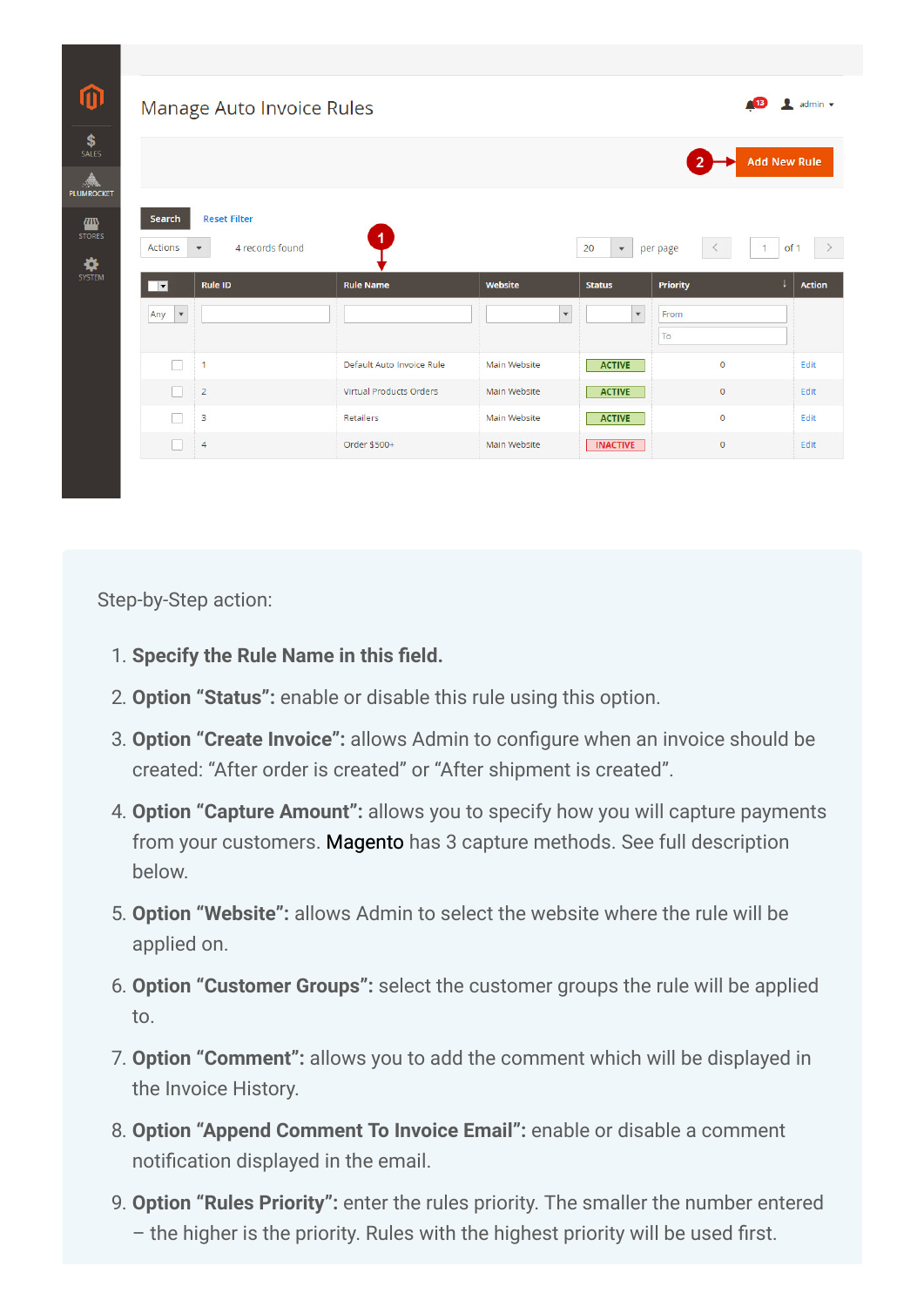Manage Auto Invoice Rules

Add New Rule

| Rule ID | Rule Name | Website | Status | Priority | Action |
|---|---|---|---|---|---|
| 1 | Default Auto Invoice Rule | Main Website | ACTIVE | 0 | Edit |
| 2 | Virtual Products Orders | Main Website | ACTIVE | 0 | Edit |
| 3 | Retailers | Main Website | ACTIVE | 0 | Edit |
| 4 | Order $500+ | Main Website | INACTIVE | 0 | Edit |

Step-by-Step action:

1. **Specify the Rule Name in this field.**
2. **Option "Status":** enable or disable this rule using this option.
3. **Option "Create Invoice":** allows Admin to configure when an invoice should be created: "After order is created" or "After shipment is created".
4. **Option "Capture Amount":** allows you to specify how you will capture payments from your customers. Magento has 3 capture methods. See full description below.
5. **Option "Website":** allows Admin to select the website where the rule will be applied on.
6. **Option "Customer Groups":** select the customer groups the rule will be applied to.
7. **Option "Comment":** allows you to add the comment which will be displayed in the Invoice History.
8. **Option "Append Comment To Invoice Email":** enable or disable a comment notification displayed in the email.
9. **Option "Rules Priority":** enter the rules priority. The smaller the number entered – the higher is the priority. Rules with the highest priority will be used first.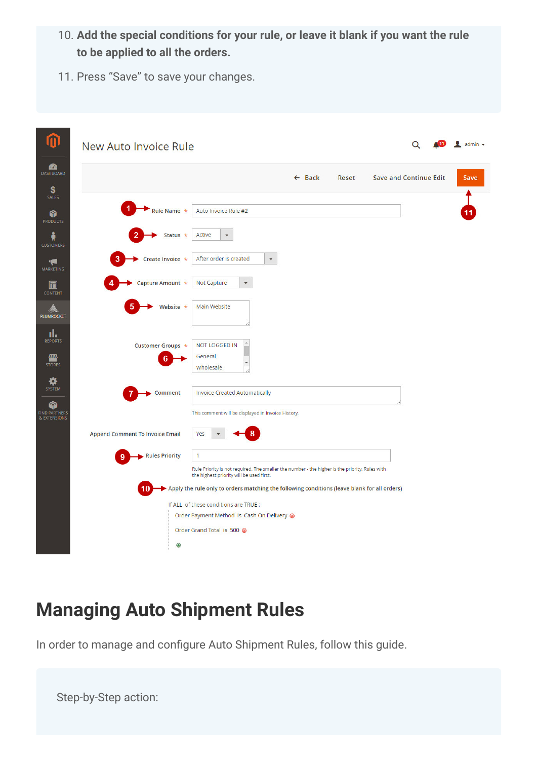10. **Add the special conditions for your rule, or leave it blank if you want the rule to be applied to all the orders.**
11. Press “Save” to save your changes.

## Managing Auto Shipment Rules

In order to manage and configure Auto Shipment Rules, follow this guide.

Step-by-Step action: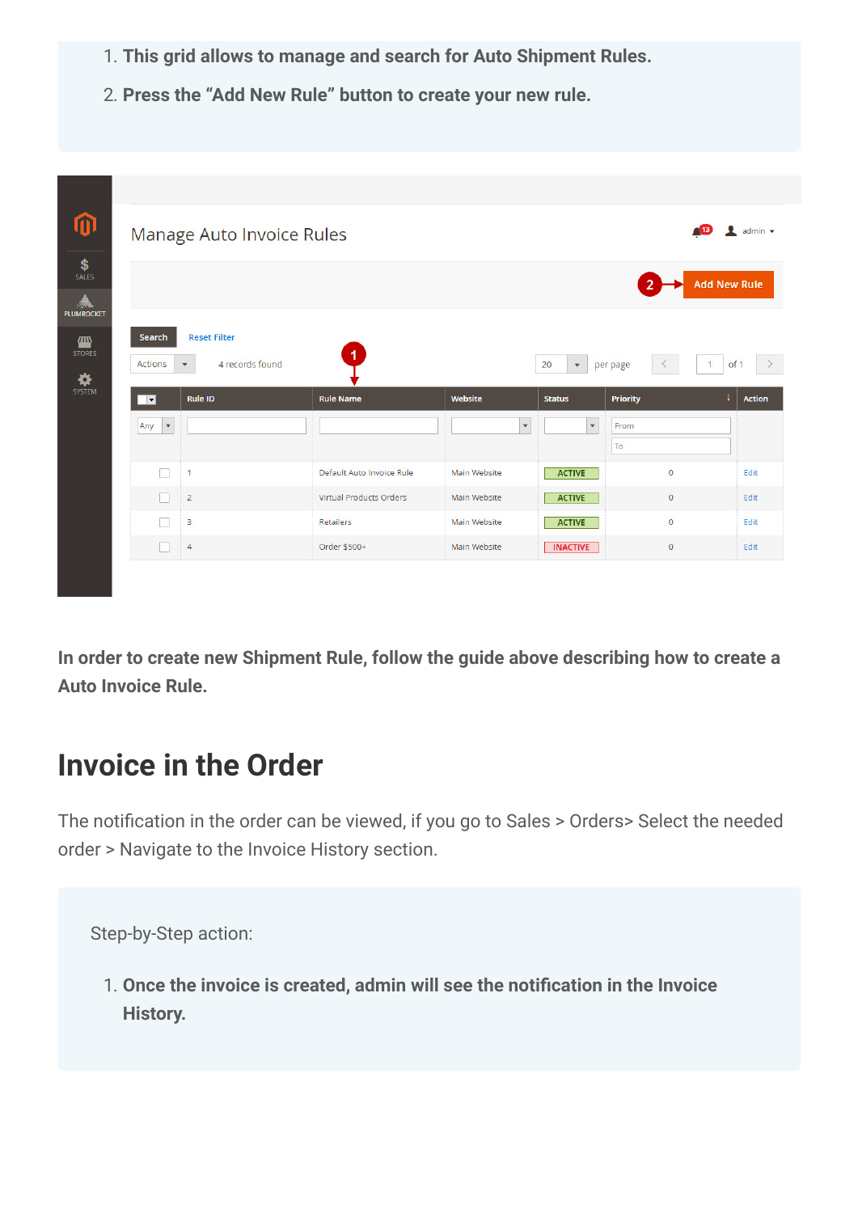1. **This grid allows to manage and search for Auto Shipment Rules.**
2. **Press the “Add New Rule” button to create your new rule.**

**In order to create new Shipment Rule, follow the guide above describing how to create a Auto Invoice Rule.**

# Invoice in the Order

The notification in the order can be viewed, if you go to Sales > Orders> Select the needed order > Navigate to the Invoice History section.

Step-by-Step action:

1. **Once the invoice is created, admin will see the notification in the Invoice History.**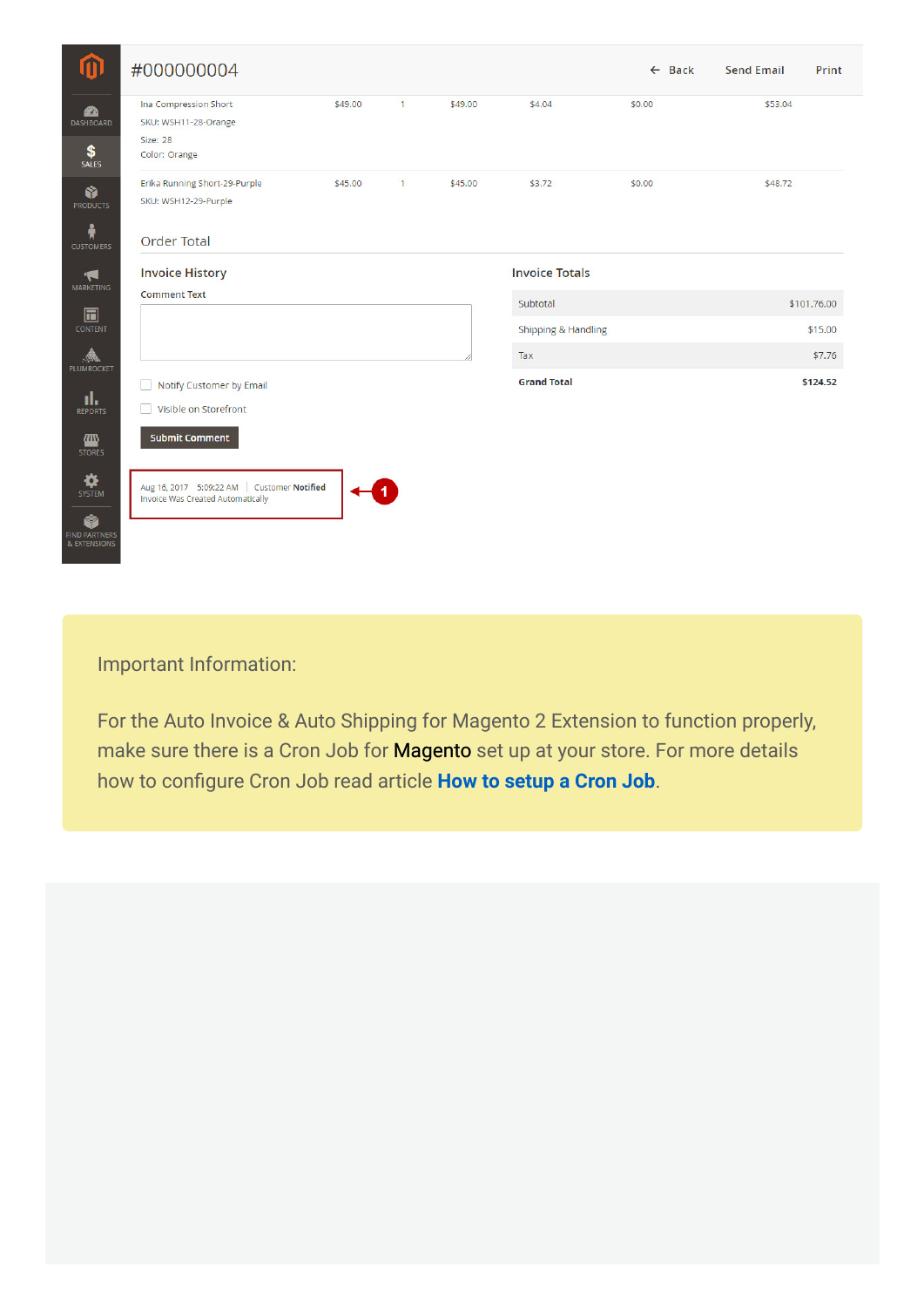#000000004

Back Send Email Print

| | | | | | | |
|---|---|---|---|---|---|---|
| Ina Compression Short<br>SKU: WSH11-28-Orange<br>Size: 28<br>Color: Orange | $49.00 | 1 | $49.00 | $4.04 | $0.00 | $53.04 |
| Erika Running Short-29-Purple<br>SKU: WSH12-29-Purple | $45.00 | 1 | $45.00 | $3.72 | $0.00 | $48.72 |

Order Total

Invoice History

Comment Text

Notify Customer by Email

Visible on Storefront

Submit Comment

Aug 16, 2017 5:09:22 AM | Customer **Notified**
Invoice Was Created Automatically

Invoice Totals

| | |
|---|---|
| Subtotal | $101.76.00 |
| Shipping & Handling | $15.00 |
| Tax | $7.76 |
| **Grand Total** | **$124.52** |

Important Information:

For the Auto Invoice & Auto Shipping for Magento 2 Extension to function properly, make sure there is a Cron Job for Magento set up at your store. For more details how to configure Cron Job read article **How to setup a Cron Job**.